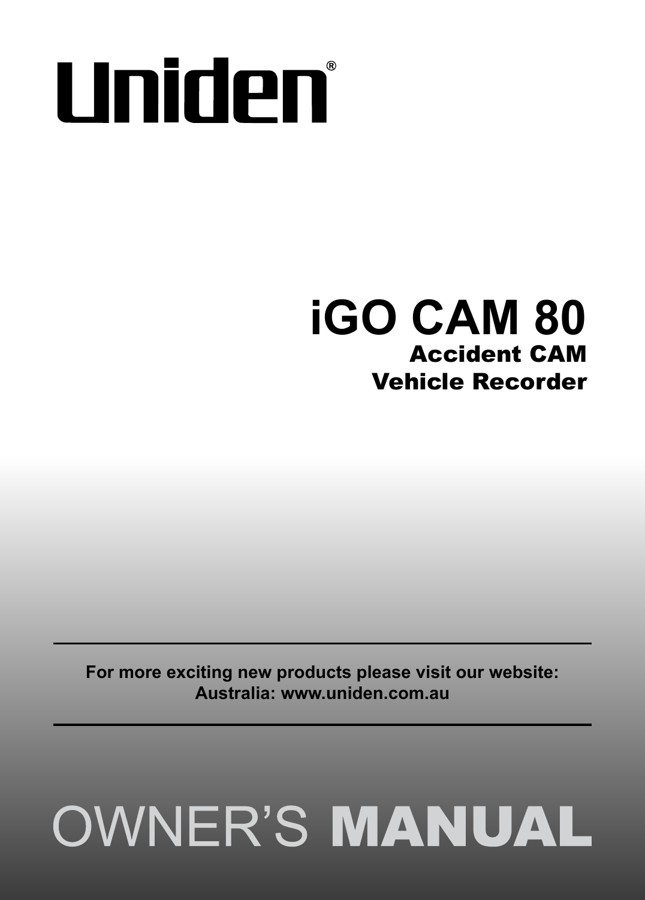# Uniden®

# iGO CAM 80

## Accident CAM
## Vehicle Recorder

---

**For more exciting new products please visit our website:**
**Australia: www.uniden.com.au**

---

# OWNER'S **MANUAL**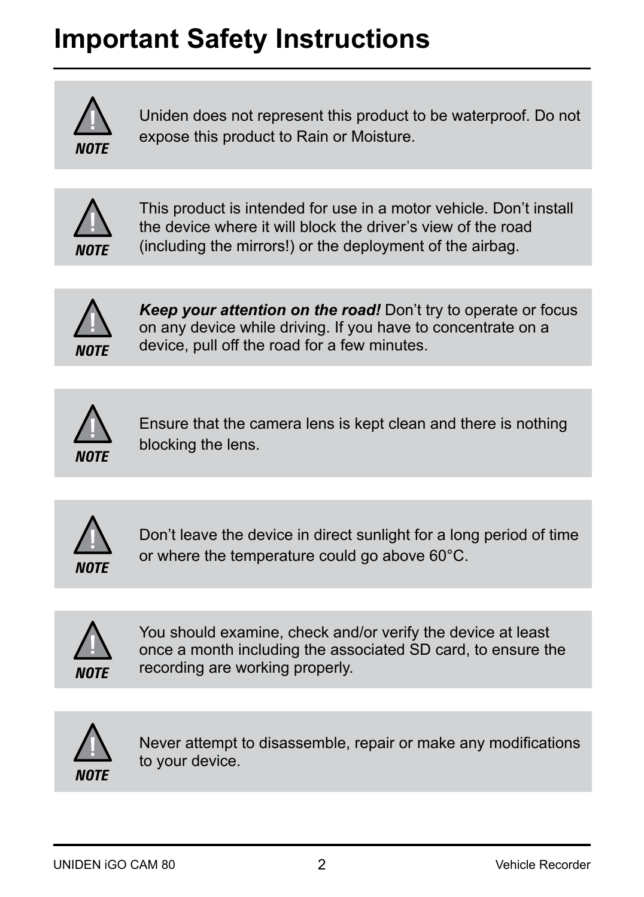# Important Safety Instructions

**NOTE** Uniden does not represent this product to be waterproof. Do not expose this product to Rain or Moisture.

**NOTE** This product is intended for use in a motor vehicle. Don't install the device where it will block the driver's view of the road (including the mirrors!) or the deployment of the airbag.

**NOTE** ***Keep your attention on the road!*** Don't try to operate or focus on any device while driving. If you have to concentrate on a device, pull off the road for a few minutes.

**NOTE** Ensure that the camera lens is kept clean and there is nothing blocking the lens.

**NOTE** Don't leave the device in direct sunlight for a long period of time or where the temperature could go above 60°C.

**NOTE** You should examine, check and/or verify the device at least once a month including the associated SD card, to ensure the recording are working properly.

**NOTE** Never attempt to disassemble, repair or make any modifications to your device.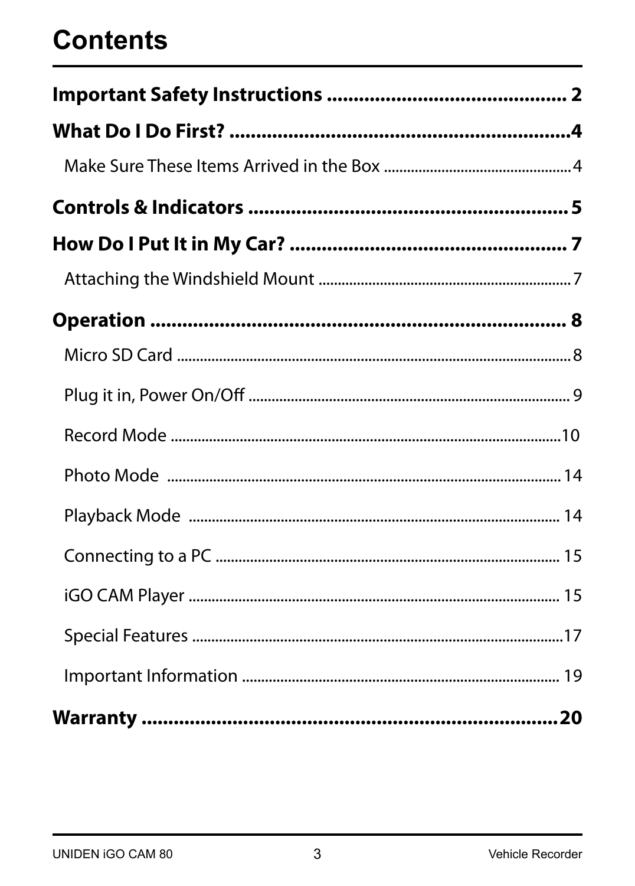# Contents

**Important Safety Instructions ............................................. 2**

**What Do I Do First? ..............................................................4**

Make Sure These Items Arrived in the Box ..............................................4

**Controls & Indicators ........................................................... 5**

**How Do I Put It in My Car? .................................................... 7**

Attaching the Windshield Mount ...............................................................7

**Operation ............................................................................... 8**

Micro SD Card ....................................................................................................8

Plug it in, Power On/Off ................................................................................. 9

Record Mode ...................................................................................................10

Photo Mode .................................................................................................... 14

Playback Mode ............................................................................................... 14

Connecting to a PC ........................................................................................ 15

iGO CAM Player .............................................................................................. 15

Special Features ..............................................................................................17

Important Information ................................................................................. 19

**Warranty ...............................................................................20**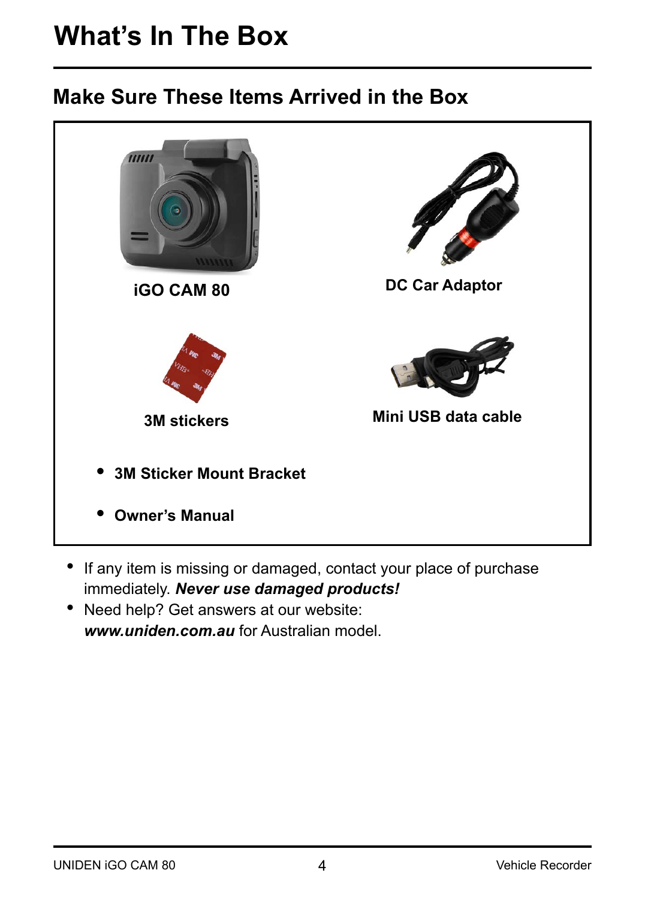# What's In The Box

## Make Sure These Items Arrived in the Box

**iGO CAM 80**

**DC Car Adaptor**

**3M stickers**

**Mini USB data cable**

- **3M Sticker Mount Bracket**
- **Owner's Manual**

- If any item is missing or damaged, contact your place of purchase immediately. ***Never use damaged products!***
- Need help? Get answers at our website: ***www.uniden.com.au*** for Australian model.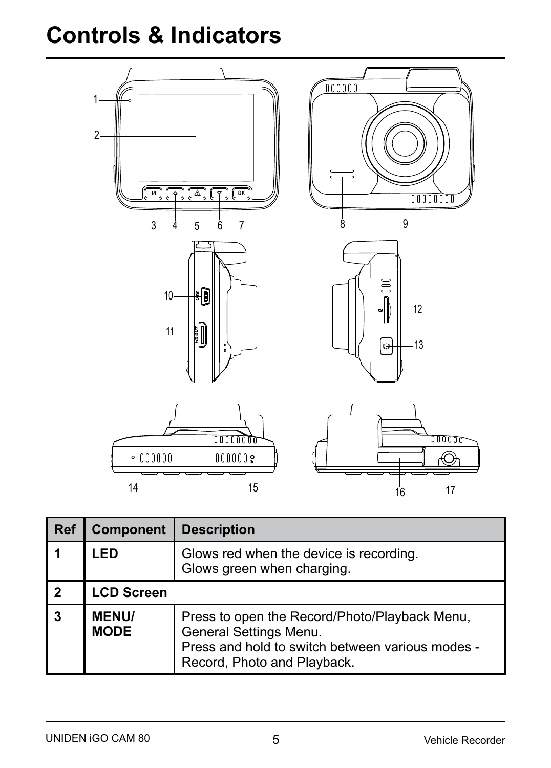# Controls & Indicators

| Ref | Component | Description |
|---|---|---|
| **1** | **LED** | Glows red when the device is recording.<br>Glows green when charging. |
| **2** | **LCD Screen** | |
| **3** | **MENU/ MODE** | Press to open the Record/Photo/Playback Menu, General Settings Menu.<br>Press and hold to switch between various modes - Record, Photo and Playback. |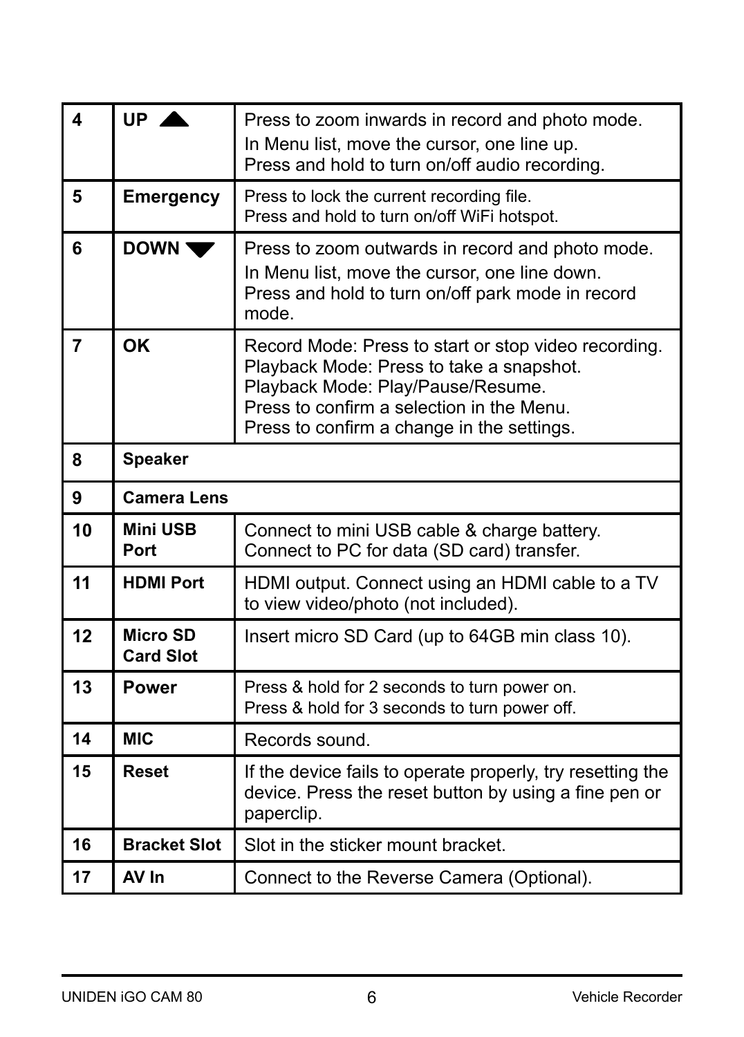| 4 | UP ▲ | Press to zoom inwards in record and photo mode.<br>In Menu list, move the cursor, one line up.<br>Press and hold to turn on/off audio recording. |
|---|---|---|
| 5 | Emergency | Press to lock the current recording file.<br>Press and hold to turn on/off WiFi hotspot. |
| 6 | DOWN ▼ | Press to zoom outwards in record and photo mode.<br>In Menu list, move the cursor, one line down.<br>Press and hold to turn on/off park mode in record mode. |
| 7 | OK | Record Mode: Press to start or stop video recording.<br>Playback Mode: Press to take a snapshot.<br>Playback Mode: Play/Pause/Resume.<br>Press to confirm a selection in the Menu.<br>Press to confirm a change in the settings. |
| 8 | Speaker | |
| 9 | Camera Lens | |
| 10 | Mini USB Port | Connect to mini USB cable & charge battery.<br>Connect to PC for data (SD card) transfer. |
| 11 | HDMI Port | HDMI output. Connect using an HDMI cable to a TV to view video/photo (not included). |
| 12 | Micro SD Card Slot | Insert micro SD Card (up to 64GB min class 10). |
| 13 | Power | Press & hold for 2 seconds to turn power on.<br>Press & hold for 3 seconds to turn power off. |
| 14 | MIC | Records sound. |
| 15 | Reset | If the device fails to operate properly, try resetting the device. Press the reset button by using a fine pen or paperclip. |
| 16 | Bracket Slot | Slot in the sticker mount bracket. |
| 17 | AV In | Connect to the Reverse Camera (Optional). |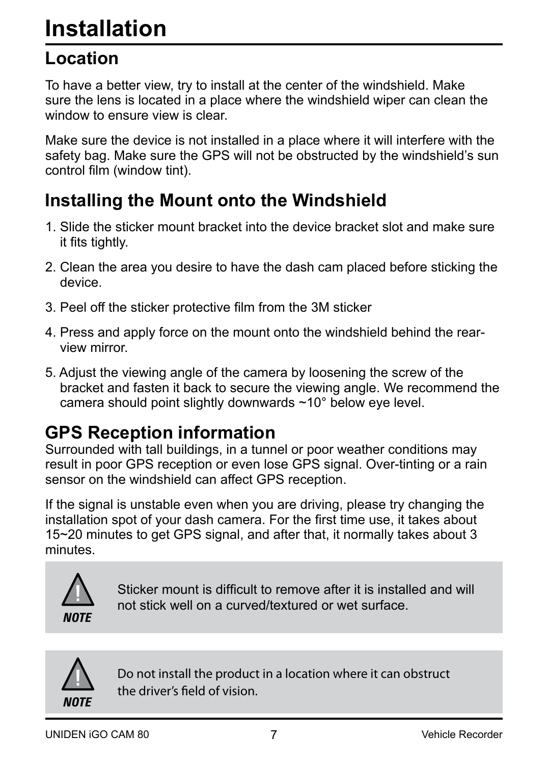# Installation

## Location

To have a better view, try to install at the center of the windshield. Make sure the lens is located in a place where the windshield wiper can clean the window to ensure view is clear.

Make sure the device is not installed in a place where it will interfere with the safety bag. Make sure the GPS will not be obstructed by the windshield's sun control film (window tint).

## Installing the Mount onto the Windshield

1. Slide the sticker mount bracket into the device bracket slot and make sure it fits tightly.
2. Clean the area you desire to have the dash cam placed before sticking the device.
3. Peel off the sticker protective film from the 3M sticker
4. Press and apply force on the mount onto the windshield behind the rear-view mirror.
5. Adjust the viewing angle of the camera by loosening the screw of the bracket and fasten it back to secure the viewing angle. We recommend the camera should point slightly downwards ~10° below eye level.

## GPS Reception information

Surrounded with tall buildings, in a tunnel or poor weather conditions may result in poor GPS reception or even lose GPS signal. Over-tinting or a rain sensor on the windshield can affect GPS reception.

If the signal is unstable even when you are driving, please try changing the installation spot of your dash camera. For the first time use, it takes about 15~20 minutes to get GPS signal, and after that, it normally takes about 3 minutes.

> **NOTE**
> Sticker mount is difficult to remove after it is installed and will not stick well on a curved/textured or wet surface.

> **NOTE**
> Do not install the product in a location where it can obstruct the driver's field of vision.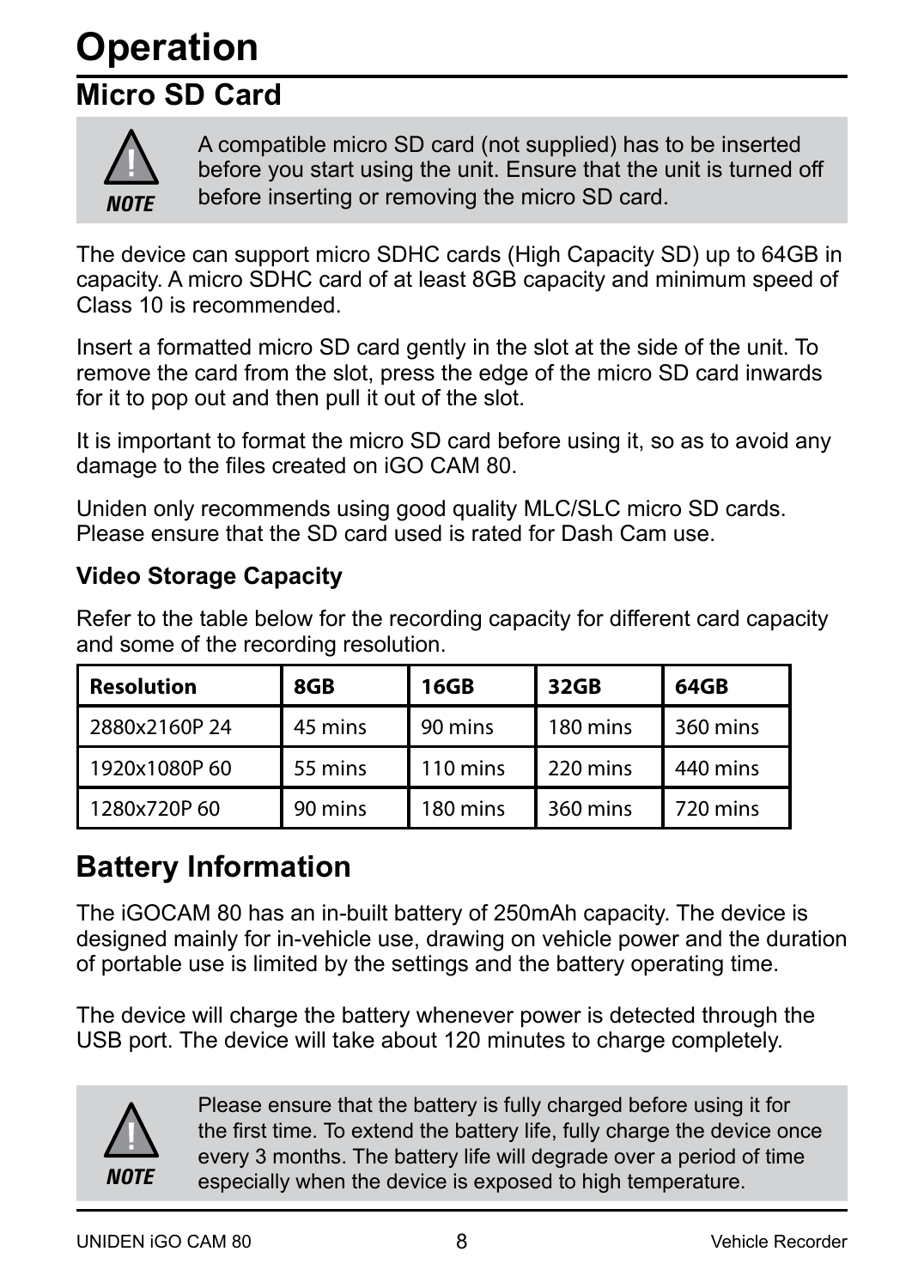# Operation

## Micro SD Card

> **NOTE**
> A compatible micro SD card (not supplied) has to be inserted before you start using the unit. Ensure that the unit is turned off before inserting or removing the micro SD card.

The device can support micro SDHC cards (High Capacity SD) up to 64GB in capacity. A micro SDHC card of at least 8GB capacity and minimum speed of Class 10 is recommended.

Insert a formatted micro SD card gently in the slot at the side of the unit. To remove the card from the slot, press the edge of the micro SD card inwards for it to pop out and then pull it out of the slot.

It is important to format the micro SD card before using it, so as to avoid any damage to the files created on iGO CAM 80.

Uniden only recommends using good quality MLC/SLC micro SD cards. Please ensure that the SD card used is rated for Dash Cam use.

### Video Storage Capacity

Refer to the table below for the recording capacity for different card capacity and some of the recording resolution.

| Resolution | 8GB | 16GB | 32GB | 64GB |
|---|---|---|---|---|
| 2880x2160P 24 | 45 mins | 90 mins | 180 mins | 360 mins |
| 1920x1080P 60 | 55 mins | 110 mins | 220 mins | 440 mins |
| 1280x720P 60 | 90 mins | 180 mins | 360 mins | 720 mins |

## Battery Information

The iGOCAM 80 has an in-built battery of 250mAh capacity. The device is designed mainly for in-vehicle use, drawing on vehicle power and the duration of portable use is limited by the settings and the battery operating time.

The device will charge the battery whenever power is detected through the USB port. The device will take about 120 minutes to charge completely.

> **NOTE**
> Please ensure that the battery is fully charged before using it for the first time. To extend the battery life, fully charge the device once every 3 months. The battery life will degrade over a period of time especially when the device is exposed to high temperature.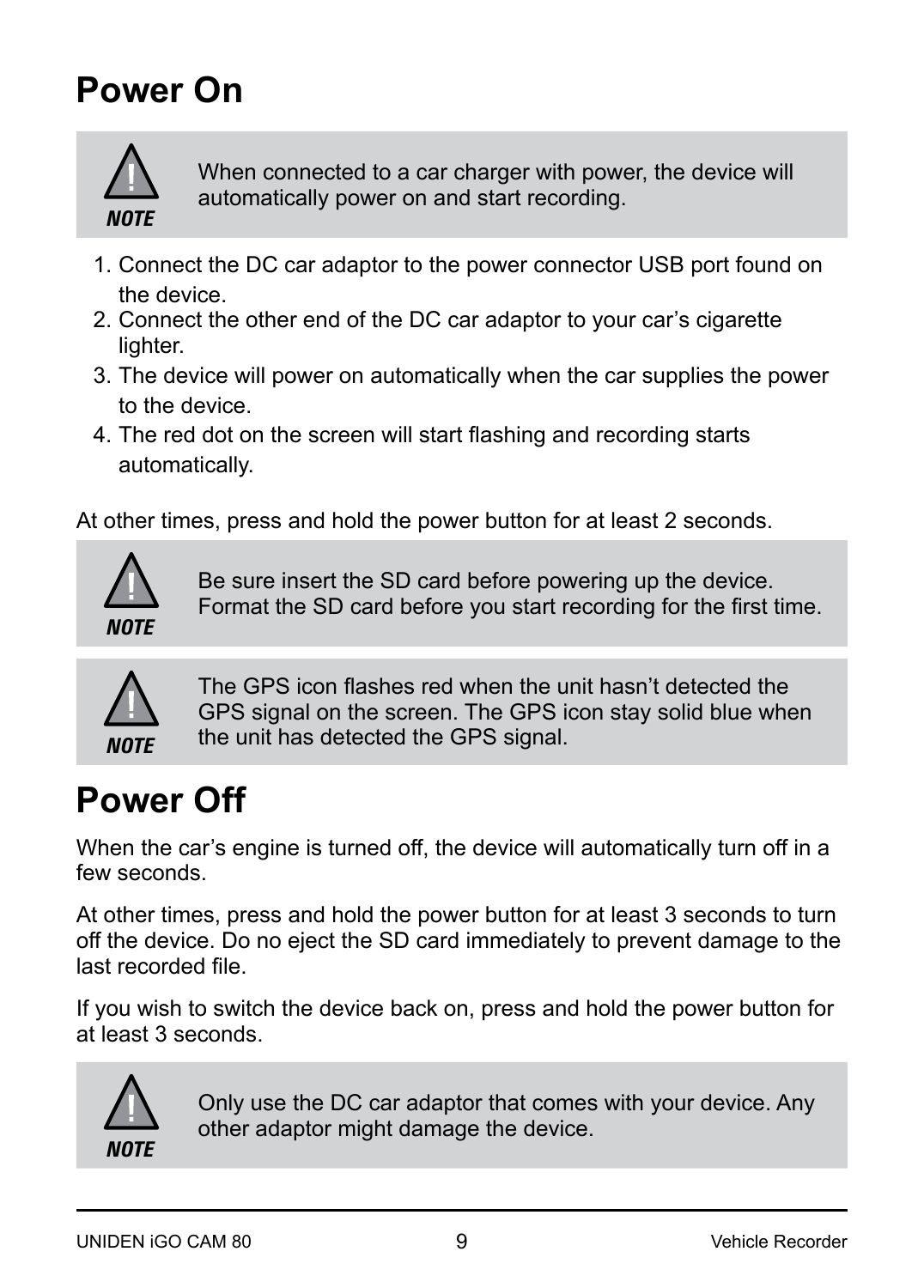# Power On

> **NOTE**
> When connected to a car charger with power, the device will automatically power on and start recording.

1. Connect the DC car adaptor to the power connector USB port found on the device.
2. Connect the other end of the DC car adaptor to your car's cigarette lighter.
3. The device will power on automatically when the car supplies the power to the device.
4. The red dot on the screen will start flashing and recording starts automatically.

At other times, press and hold the power button for at least 2 seconds.

> **NOTE**
> Be sure insert the SD card before powering up the device. Format the SD card before you start recording for the first time.

> **NOTE**
> The GPS icon flashes red when the unit hasn't detected the GPS signal on the screen. The GPS icon stay solid blue when the unit has detected the GPS signal.

# Power Off

When the car's engine is turned off, the device will automatically turn off in a few seconds.

At other times, press and hold the power button for at least 3 seconds to turn off the device. Do no eject the SD card immediately to prevent damage to the last recorded file.

If you wish to switch the device back on, press and hold the power button for at least 3 seconds.

> **NOTE**
> Only use the DC car adaptor that comes with your device. Any other adaptor might damage the device.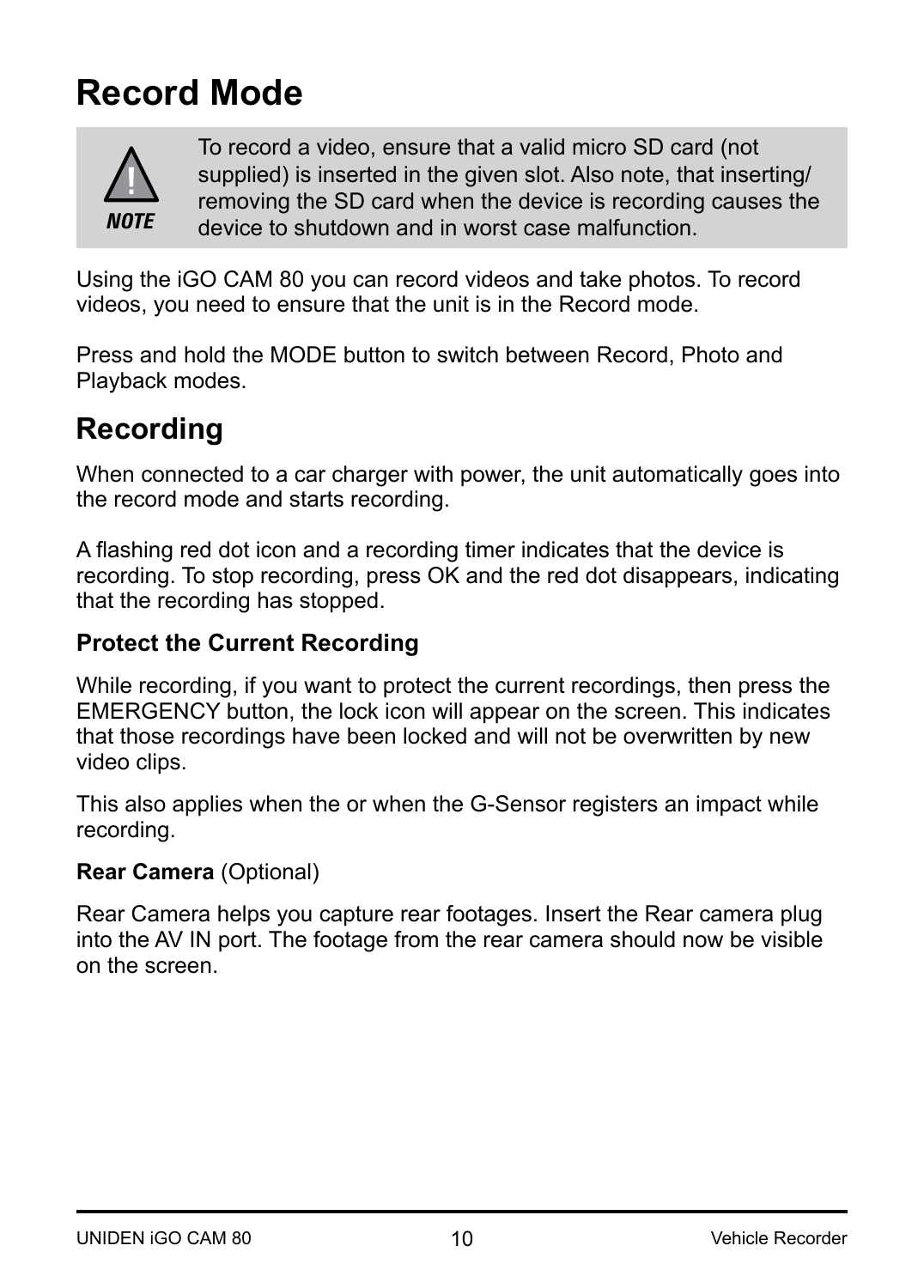# Record Mode

> **NOTE**
>
> To record a video, ensure that a valid micro SD card (not supplied) is inserted in the given slot. Also note, that inserting/removing the SD card when the device is recording causes the device to shutdown and in worst case malfunction.

Using the iGO CAM 80 you can record videos and take photos. To record videos, you need to ensure that the unit is in the Record mode.

Press and hold the MODE button to switch between Record, Photo and Playback modes.

## Recording

When connected to a car charger with power, the unit automatically goes into the record mode and starts recording.

A flashing red dot icon and a recording timer indicates that the device is recording. To stop recording, press OK and the red dot disappears, indicating that the recording has stopped.

### Protect the Current Recording

While recording, if you want to protect the current recordings, then press the EMERGENCY button, the lock icon will appear on the screen. This indicates that those recordings have been locked and will not be overwritten by new video clips.

This also applies when the or when the G-Sensor registers an impact while recording.

**Rear Camera** (Optional)

Rear Camera helps you capture rear footages. Insert the Rear camera plug into the AV IN port. The footage from the rear camera should now be visible on the screen.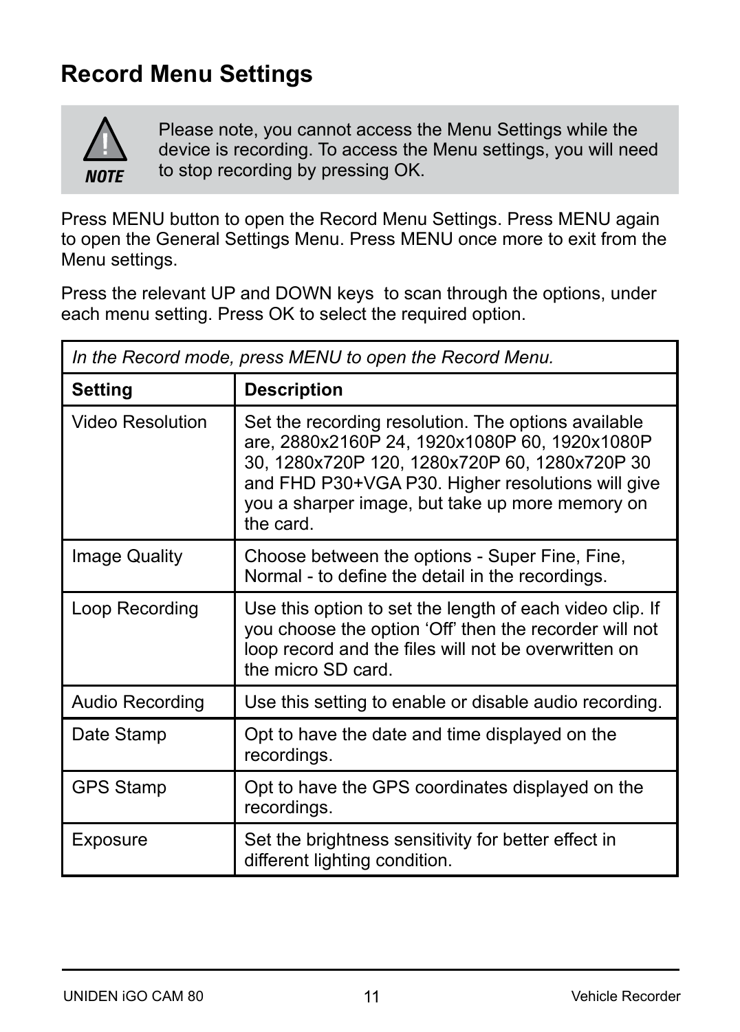## Record Menu Settings

> **NOTE**
> Please note, you cannot access the Menu Settings while the device is recording. To access the Menu settings, you will need to stop recording by pressing OK.

Press MENU button to open the Record Menu Settings. Press MENU again to open the General Settings Menu. Press MENU once more to exit from the Menu settings.

Press the relevant UP and DOWN keys to scan through the options, under each menu setting. Press OK to select the required option.

| *In the Record mode, press MENU to open the Record Menu.* | |
|---|---|
| **Setting** | **Description** |
| Video Resolution | Set the recording resolution. The options available are, 2880x2160P 24, 1920x1080P 60, 1920x1080P 30, 1280x720P 120, 1280x720P 60, 1280x720P 30 and FHD P30+VGA P30. Higher resolutions will give you a sharper image, but take up more memory on the card. |
| Image Quality | Choose between the options - Super Fine, Fine, Normal - to define the detail in the recordings. |
| Loop Recording | Use this option to set the length of each video clip. If you choose the option 'Off' then the recorder will not loop record and the files will not be overwritten on the micro SD card. |
| Audio Recording | Use this setting to enable or disable audio recording. |
| Date Stamp | Opt to have the date and time displayed on the recordings. |
| GPS Stamp | Opt to have the GPS coordinates displayed on the recordings. |
| Exposure | Set the brightness sensitivity for better effect in different lighting condition. |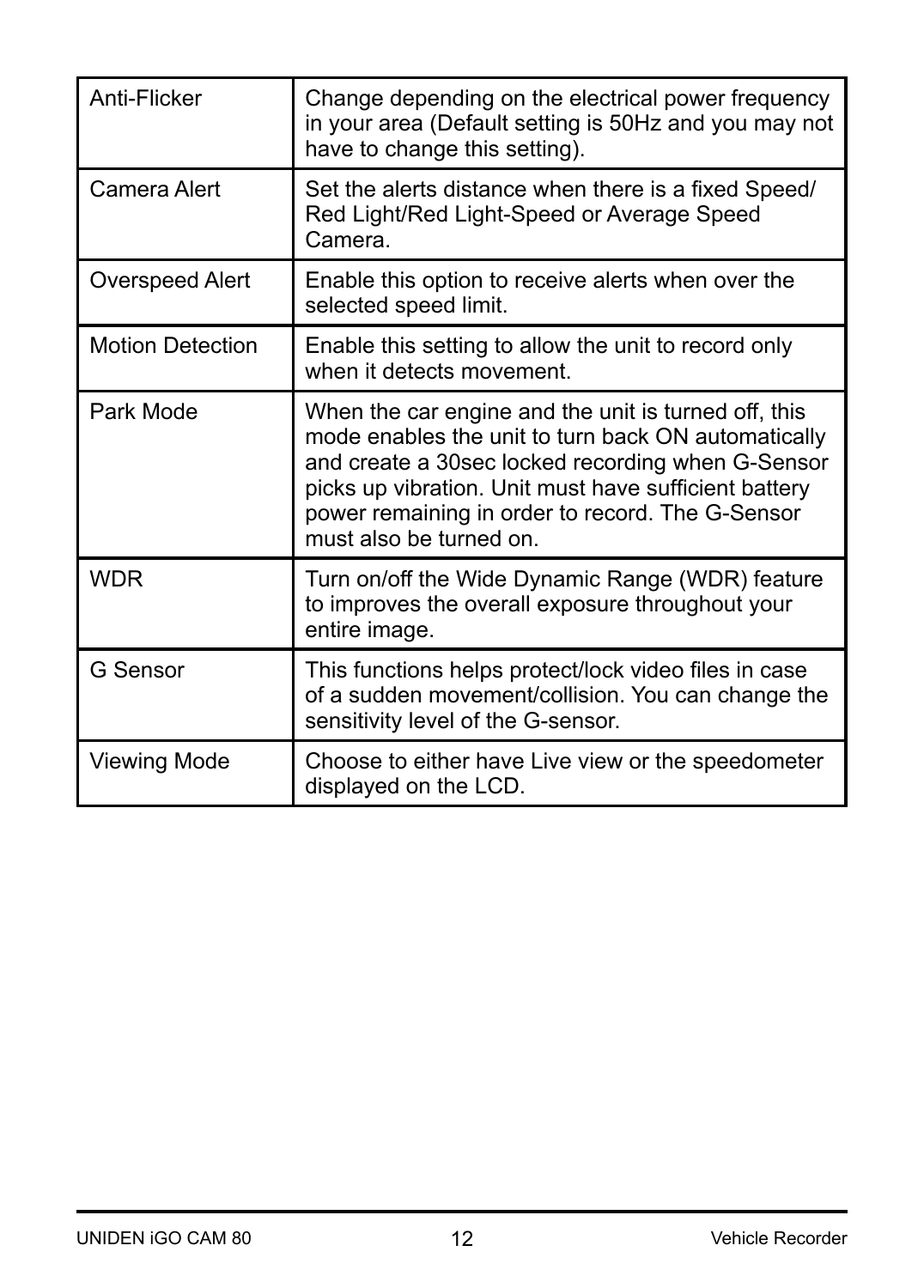| | |
|---|---|
| Anti-Flicker | Change depending on the electrical power frequency in your area (Default setting is 50Hz and you may not have to change this setting). |
| Camera Alert | Set the alerts distance when there is a fixed Speed/ Red Light/Red Light-Speed or Average Speed Camera. |
| Overspeed Alert | Enable this option to receive alerts when over the selected speed limit. |
| Motion Detection | Enable this setting to allow the unit to record only when it detects movement. |
| Park Mode | When the car engine and the unit is turned off, this mode enables the unit to turn back ON automatically and create a 30sec locked recording when G-Sensor picks up vibration. Unit must have sufficient battery power remaining in order to record. The G-Sensor must also be turned on. |
| WDR | Turn on/off the Wide Dynamic Range (WDR) feature to improves the overall exposure throughout your entire image. |
| G Sensor | This functions helps protect/lock video files in case of a sudden movement/collision. You can change the sensitivity level of the G-sensor. |
| Viewing Mode | Choose to either have Live view or the speedometer displayed on the LCD. |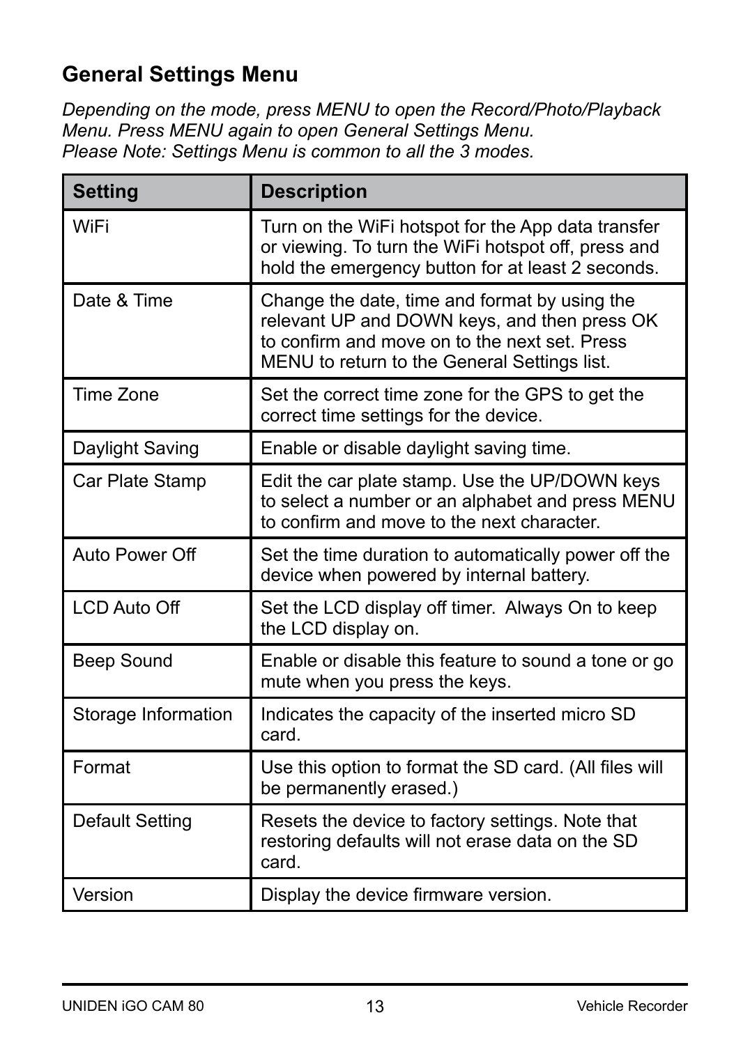## General Settings Menu

*Depending on the mode, press MENU to open the Record/Photo/Playback Menu. Press MENU again to open General Settings Menu.*
*Please Note: Settings Menu is common to all the 3 modes.*

| Setting | Description |
| --- | --- |
| WiFi | Turn on the WiFi hotspot for the App data transfer or viewing. To turn the WiFi hotspot off, press and hold the emergency button for at least 2 seconds. |
| Date & Time | Change the date, time and format by using the relevant UP and DOWN keys, and then press OK to confirm and move on to the next set. Press MENU to return to the General Settings list. |
| Time Zone | Set the correct time zone for the GPS to get the correct time settings for the device. |
| Daylight Saving | Enable or disable daylight saving time. |
| Car Plate Stamp | Edit the car plate stamp. Use the UP/DOWN keys to select a number or an alphabet and press MENU to confirm and move to the next character. |
| Auto Power Off | Set the time duration to automatically power off the device when powered by internal battery. |
| LCD Auto Off | Set the LCD display off timer. Always On to keep the LCD display on. |
| Beep Sound | Enable or disable this feature to sound a tone or go mute when you press the keys. |
| Storage Information | Indicates the capacity of the inserted micro SD card. |
| Format | Use this option to format the SD card. (All files will be permanently erased.) |
| Default Setting | Resets the device to factory settings. Note that restoring defaults will not erase data on the SD card. |
| Version | Display the device firmware version. |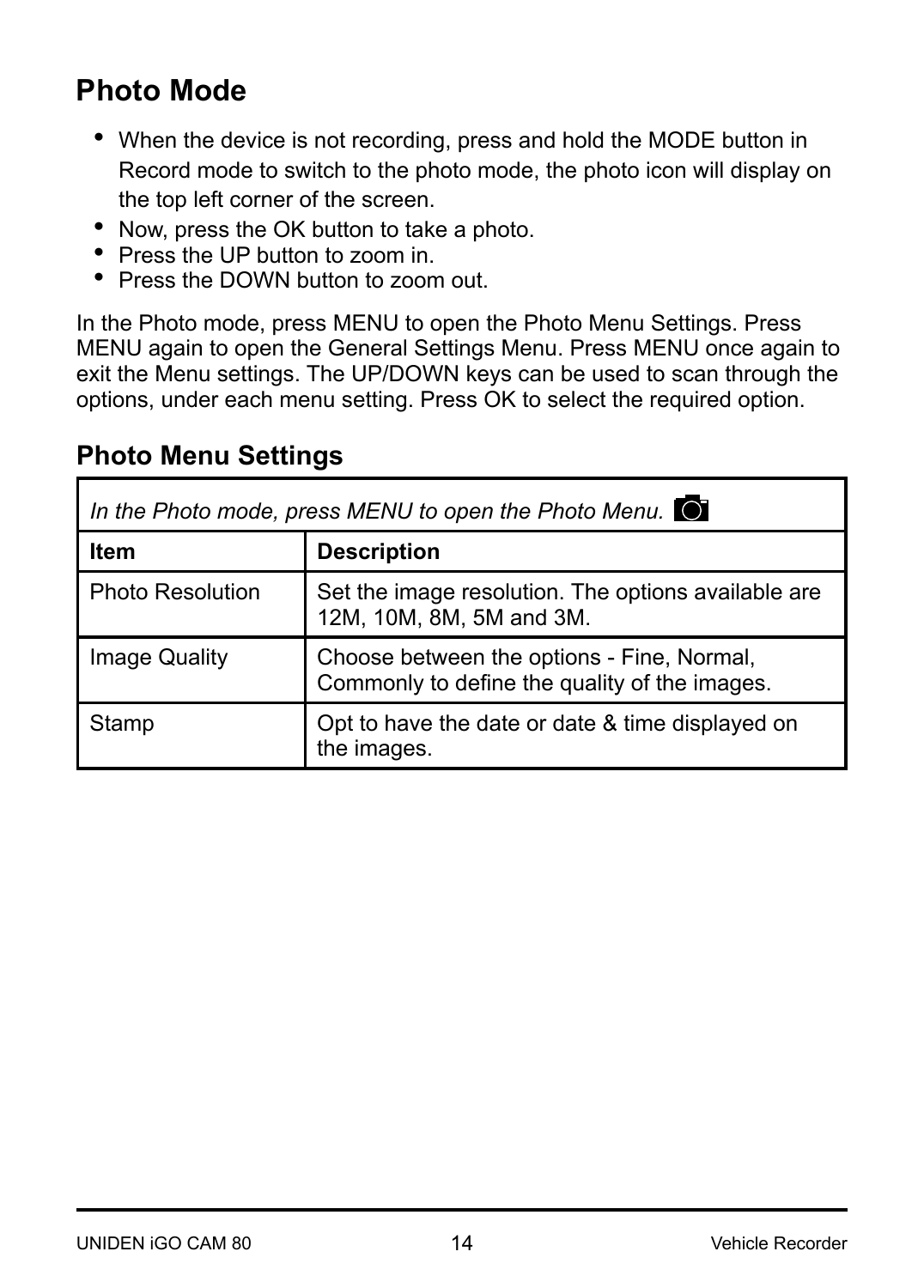## Photo Mode

- When the device is not recording, press and hold the MODE button in Record mode to switch to the photo mode, the photo icon will display on the top left corner of the screen.
- Now, press the OK button to take a photo.
- Press the UP button to zoom in.
- Press the DOWN button to zoom out.

In the Photo mode, press MENU to open the Photo Menu Settings. Press MENU again to open the General Settings Menu. Press MENU once again to exit the Menu settings. The UP/DOWN keys can be used to scan through the options, under each menu setting. Press OK to select the required option.

### Photo Menu Settings

*In the Photo mode, press MENU to open the Photo Menu.*

| Item | Description |
|---|---|
| Photo Resolution | Set the image resolution. The options available are 12M, 10M, 8M, 5M and 3M. |
| Image Quality | Choose between the options - Fine, Normal, Commonly to define the quality of the images. |
| Stamp | Opt to have the date or date & time displayed on the images. |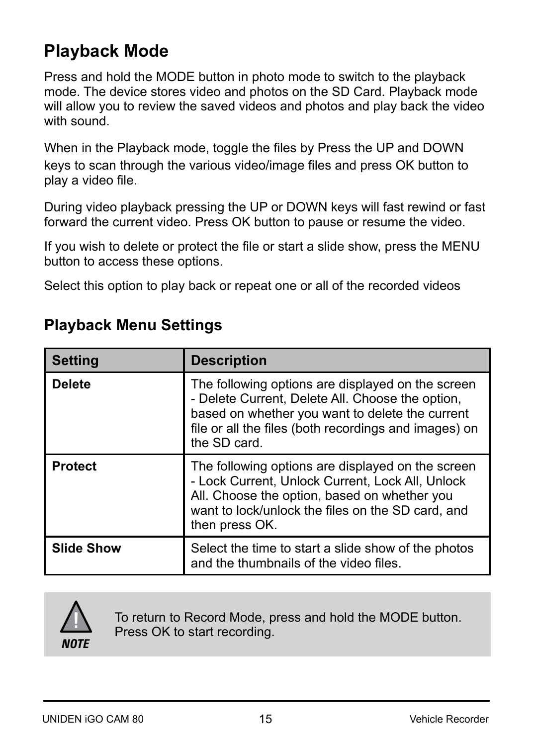## Playback Mode

Press and hold the MODE button in photo mode to switch to the playback mode. The device stores video and photos on the SD Card. Playback mode will allow you to review the saved videos and photos and play back the video with sound.

When in the Playback mode, toggle the files by Press the UP and DOWN keys to scan through the various video/image files and press OK button to play a video file.

During video playback pressing the UP or DOWN keys will fast rewind or fast forward the current video. Press OK button to pause or resume the video.

If you wish to delete or protect the file or start a slide show, press the MENU button to access these options.

Select this option to play back or repeat one or all of the recorded videos

### Playback Menu Settings

| Setting | Description |
|---|---|
| **Delete** | The following options are displayed on the screen - Delete Current, Delete All. Choose the option, based on whether you want to delete the current file or all the files (both recordings and images) on the SD card. |
| **Protect** | The following options are displayed on the screen - Lock Current, Unlock Current, Lock All, Unlock All. Choose the option, based on whether you want to lock/unlock the files on the SD card, and then press OK. |
| **Slide Show** | Select the time to start a slide show of the photos and the thumbnails of the video files. |

**NOTE**

To return to Record Mode, press and hold the MODE button. Press OK to start recording.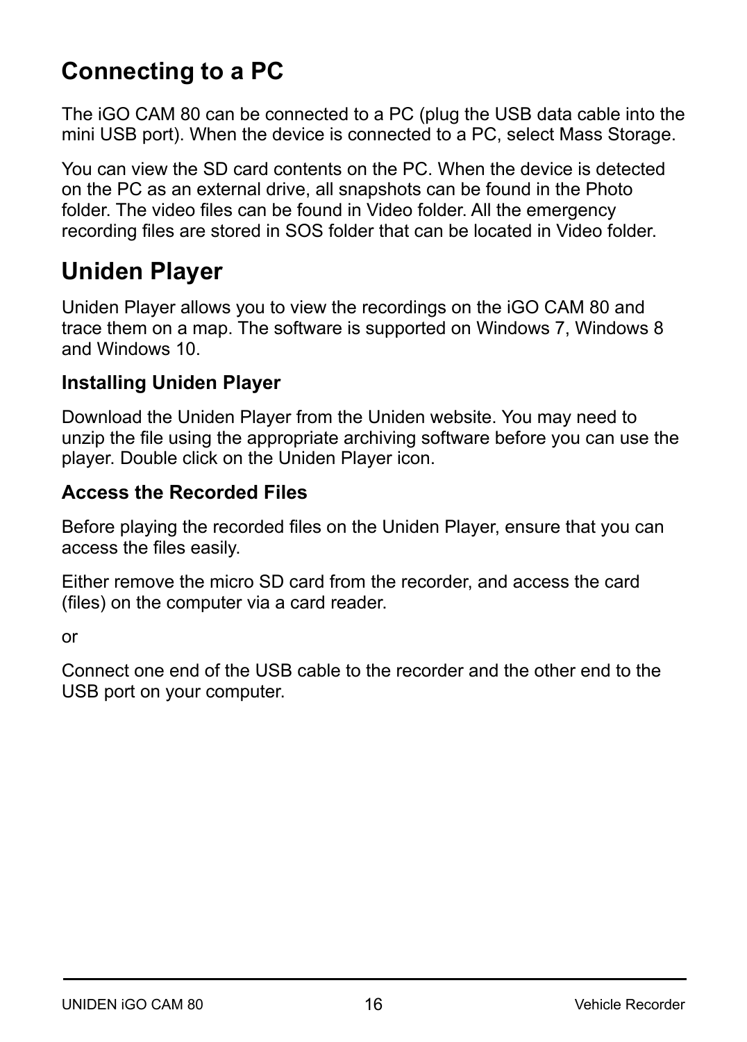## Connecting to a PC

The iGO CAM 80 can be connected to a PC (plug the USB data cable into the mini USB port). When the device is connected to a PC, select Mass Storage.

You can view the SD card contents on the PC. When the device is detected on the PC as an external drive, all snapshots can be found in the Photo folder. The video files can be found in Video folder. All the emergency recording files are stored in SOS folder that can be located in Video folder.

## Uniden Player

Uniden Player allows you to view the recordings on the iGO CAM 80 and trace them on a map. The software is supported on Windows 7, Windows 8 and Windows 10.

### Installing Uniden Player

Download the Uniden Player from the Uniden website. You may need to unzip the file using the appropriate archiving software before you can use the player. Double click on the Uniden Player icon.

### Access the Recorded Files

Before playing the recorded files on the Uniden Player, ensure that you can access the files easily.

Either remove the micro SD card from the recorder, and access the card (files) on the computer via a card reader.

or

Connect one end of the USB cable to the recorder and the other end to the USB port on your computer.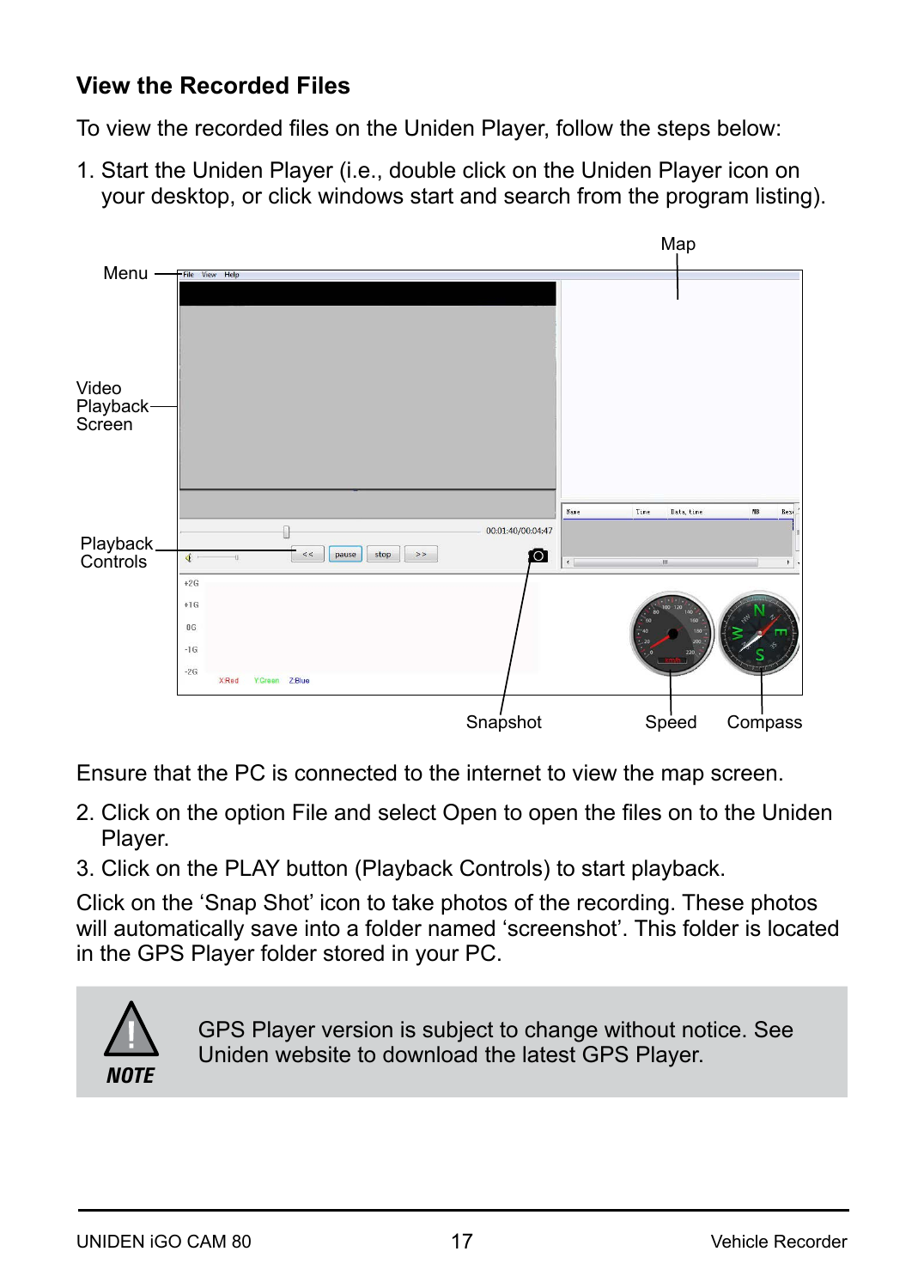## View the Recorded Files

To view the recorded files on the Uniden Player, follow the steps below:

1. Start the Uniden Player (i.e., double click on the Uniden Player icon on your desktop, or click windows start and search from the program listing).

Ensure that the PC is connected to the internet to view the map screen.

2. Click on the option File and select Open to open the files on to the Uniden Player.
3. Click on the PLAY button (Playback Controls) to start playback.

Click on the 'Snap Shot' icon to take photos of the recording. These photos will automatically save into a folder named 'screenshot'. This folder is located in the GPS Player folder stored in your PC.

> **NOTE**
>
> GPS Player version is subject to change without notice. See Uniden website to download the latest GPS Player.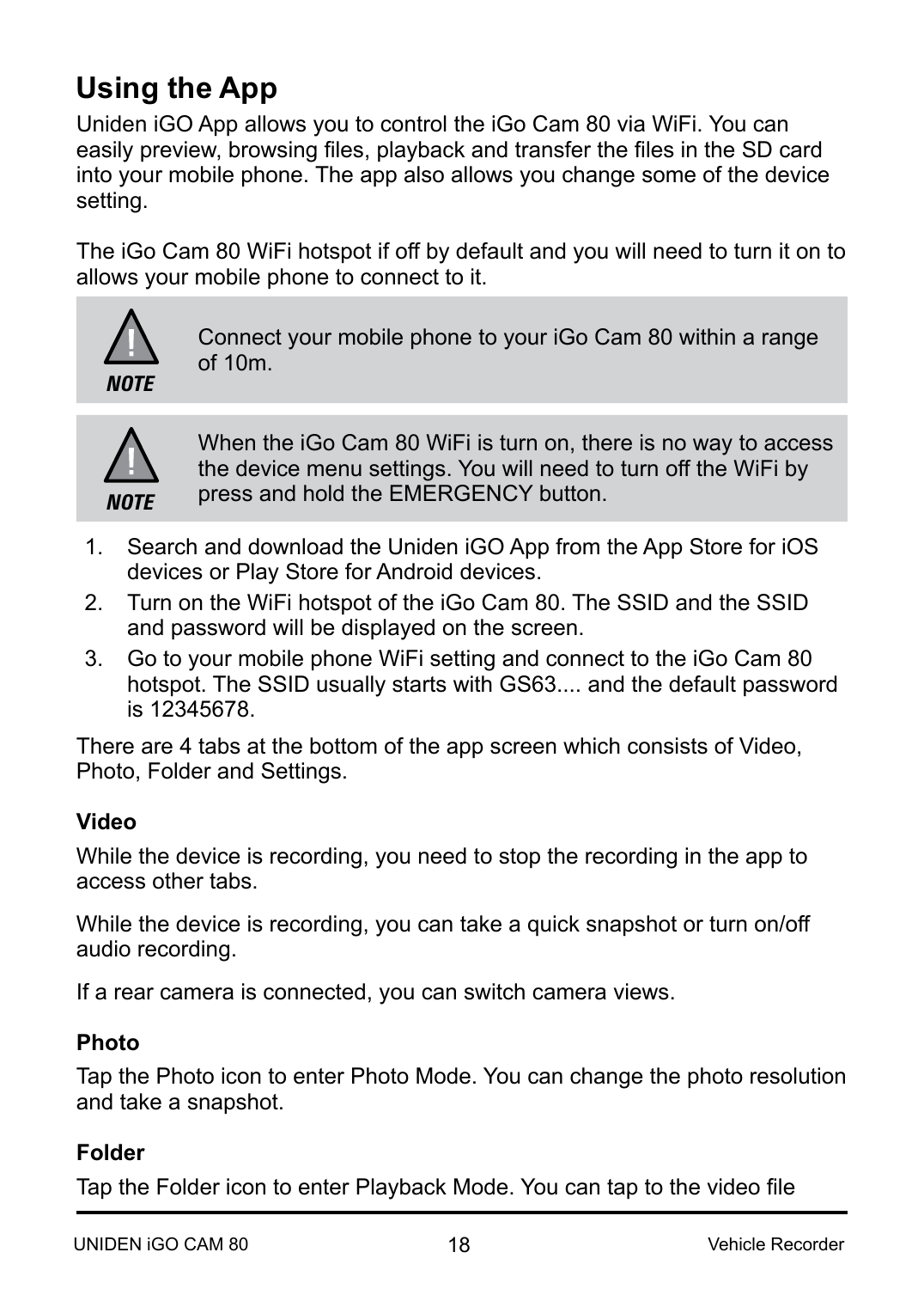## Using the App

Uniden iGO App allows you to control the iGo Cam 80 via WiFi. You can easily preview, browsing files, playback and transfer the files in the SD card into your mobile phone. The app also allows you change some of the device setting.

The iGo Cam 80 WiFi hotspot if off by default and you will need to turn it on to allows your mobile phone to connect to it.

> **NOTE**
> Connect your mobile phone to your iGo Cam 80 within a range of 10m.

> **NOTE**
> When the iGo Cam 80 WiFi is turn on, there is no way to access the device menu settings. You will need to turn off the WiFi by press and hold the EMERGENCY button.

1. Search and download the Uniden iGO App from the App Store for iOS devices or Play Store for Android devices.
2. Turn on the WiFi hotspot of the iGo Cam 80. The SSID and the SSID and password will be displayed on the screen.
3. Go to your mobile phone WiFi setting and connect to the iGo Cam 80 hotspot. The SSID usually starts with GS63.... and the default password is 12345678.

There are 4 tabs at the bottom of the app screen which consists of Video, Photo, Folder and Settings.

**Video**

While the device is recording, you need to stop the recording in the app to access other tabs.

While the device is recording, you can take a quick snapshot or turn on/off audio recording.

If a rear camera is connected, you can switch camera views.

**Photo**

Tap the Photo icon to enter Photo Mode. You can change the photo resolution and take a snapshot.

**Folder**

Tap the Folder icon to enter Playback Mode. You can tap to the video file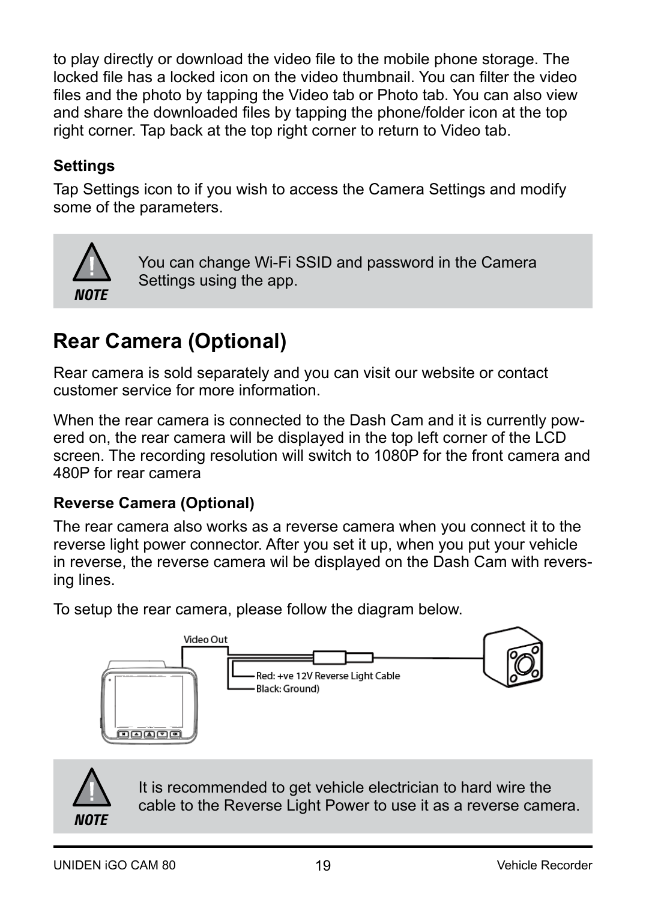to play directly or download the video file to the mobile phone storage. The locked file has a locked icon on the video thumbnail. You can filter the video files and the photo by tapping the Video tab or Photo tab. You can also view and share the downloaded files by tapping the phone/folder icon at the top right corner. Tap back at the top right corner to return to Video tab.

**Settings**

Tap Settings icon to if you wish to access the Camera Settings and modify some of the parameters.

> **NOTE**
> You can change Wi-Fi SSID and password in the Camera Settings using the app.

## Rear Camera (Optional)

Rear camera is sold separately and you can visit our website or contact customer service for more information.

When the rear camera is connected to the Dash Cam and it is currently powered on, the rear camera will be displayed in the top left corner of the LCD screen. The recording resolution will switch to 1080P for the front camera and 480P for rear camera

**Reverse Camera (Optional)**

The rear camera also works as a reverse camera when you connect it to the reverse light power connector. After you set it up, when you put your vehicle in reverse, the reverse camera wil be displayed on the Dash Cam with reversing lines.

To setup the rear camera, please follow the diagram below.

Video Out

Red: +ve 12V Reverse Light Cable

Black: Ground)

> **NOTE**
> It is recommended to get vehicle electrician to hard wire the cable to the Reverse Light Power to use it as a reverse camera.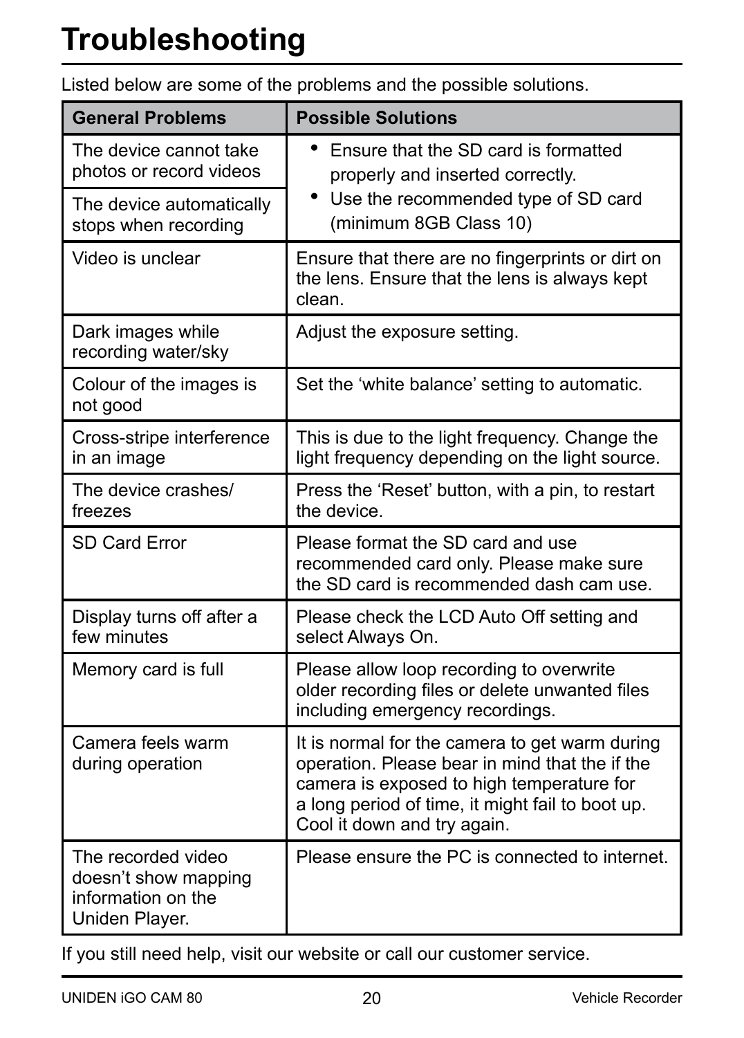# Troubleshooting

Listed below are some of the problems and the possible solutions.

| General Problems | Possible Solutions |
| --- | --- |
| The device cannot take photos or record videos | • Ensure that the SD card is formatted properly and inserted correctly.<br>• Use the recommended type of SD card (minimum 8GB Class 10) |
| The device automatically stops when recording | |
| Video is unclear | Ensure that there are no fingerprints or dirt on the lens. Ensure that the lens is always kept clean. |
| Dark images while recording water/sky | Adjust the exposure setting. |
| Colour of the images is not good | Set the 'white balance' setting to automatic. |
| Cross-stripe interference in an image | This is due to the light frequency. Change the light frequency depending on the light source. |
| The device crashes/ freezes | Press the 'Reset' button, with a pin, to restart the device. |
| SD Card Error | Please format the SD card and use recommended card only. Please make sure the SD card is recommended dash cam use. |
| Display turns off after a few minutes | Please check the LCD Auto Off setting and select Always On. |
| Memory card is full | Please allow loop recording to overwrite older recording files or delete unwanted files including emergency recordings. |
| Camera feels warm during operation | It is normal for the camera to get warm during operation. Please bear in mind that the if the camera is exposed to high temperature for a long period of time, it might fail to boot up. Cool it down and try again. |
| The recorded video doesn't show mapping information on the Uniden Player. | Please ensure the PC is connected to internet. |

If you still need help, visit our website or call our customer service.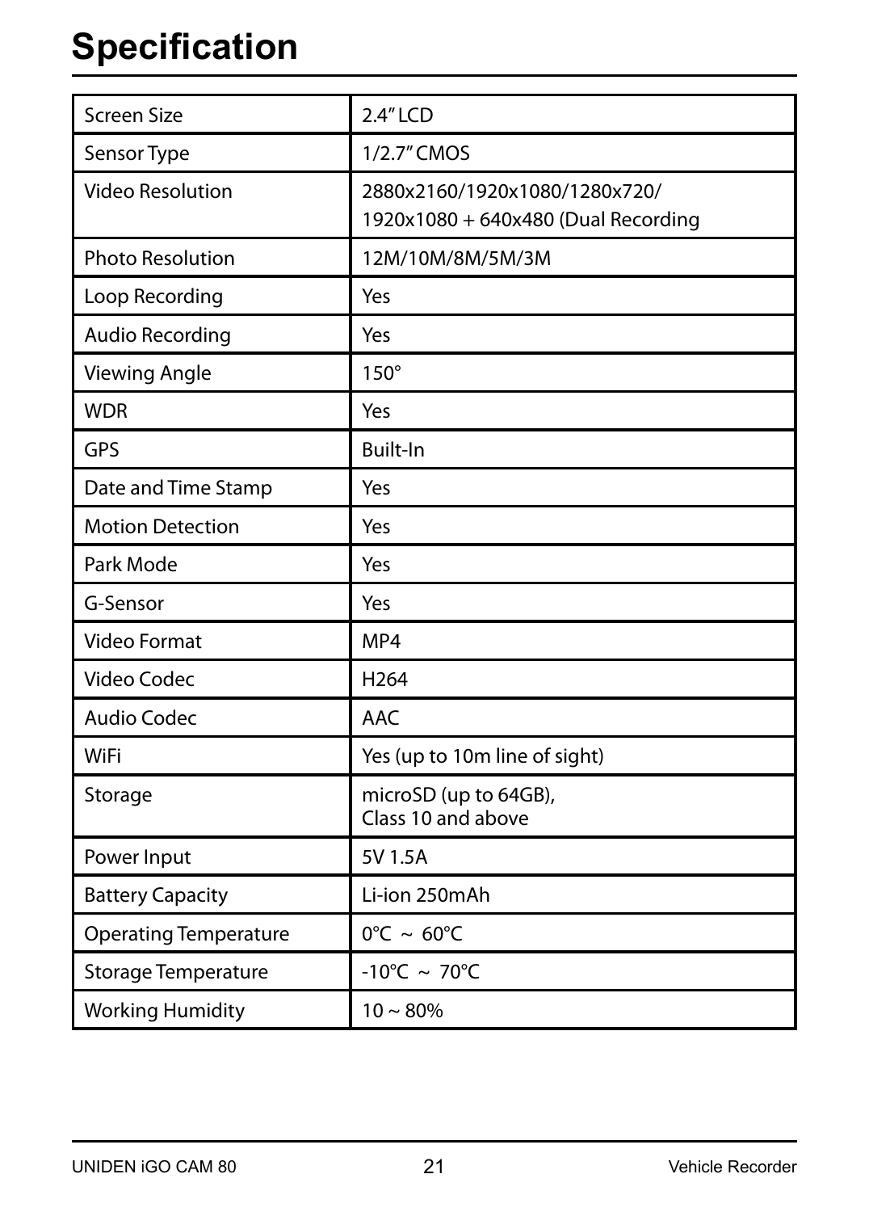# Specification

| Screen Size | 2.4" LCD |
|---|---|
| Sensor Type | 1/2.7" CMOS |
| Video Resolution | 2880x2160/1920x1080/1280x720/<br>1920x1080 + 640x480 (Dual Recording |
| Photo Resolution | 12M/10M/8M/5M/3M |
| Loop Recording | Yes |
| Audio Recording | Yes |
| Viewing Angle | 150° |
| WDR | Yes |
| GPS | Built-In |
| Date and Time Stamp | Yes |
| Motion Detection | Yes |
| Park Mode | Yes |
| G-Sensor | Yes |
| Video Format | MP4 |
| Video Codec | H264 |
| Audio Codec | AAC |
| WiFi | Yes (up to 10m line of sight) |
| Storage | microSD (up to 64GB),<br>Class 10 and above |
| Power Input | 5V 1.5A |
| Battery Capacity | Li-ion 250mAh |
| Operating Temperature | 0°C ~ 60°C |
| Storage Temperature | -10°C ~ 70°C |
| Working Humidity | 10 ~ 80% |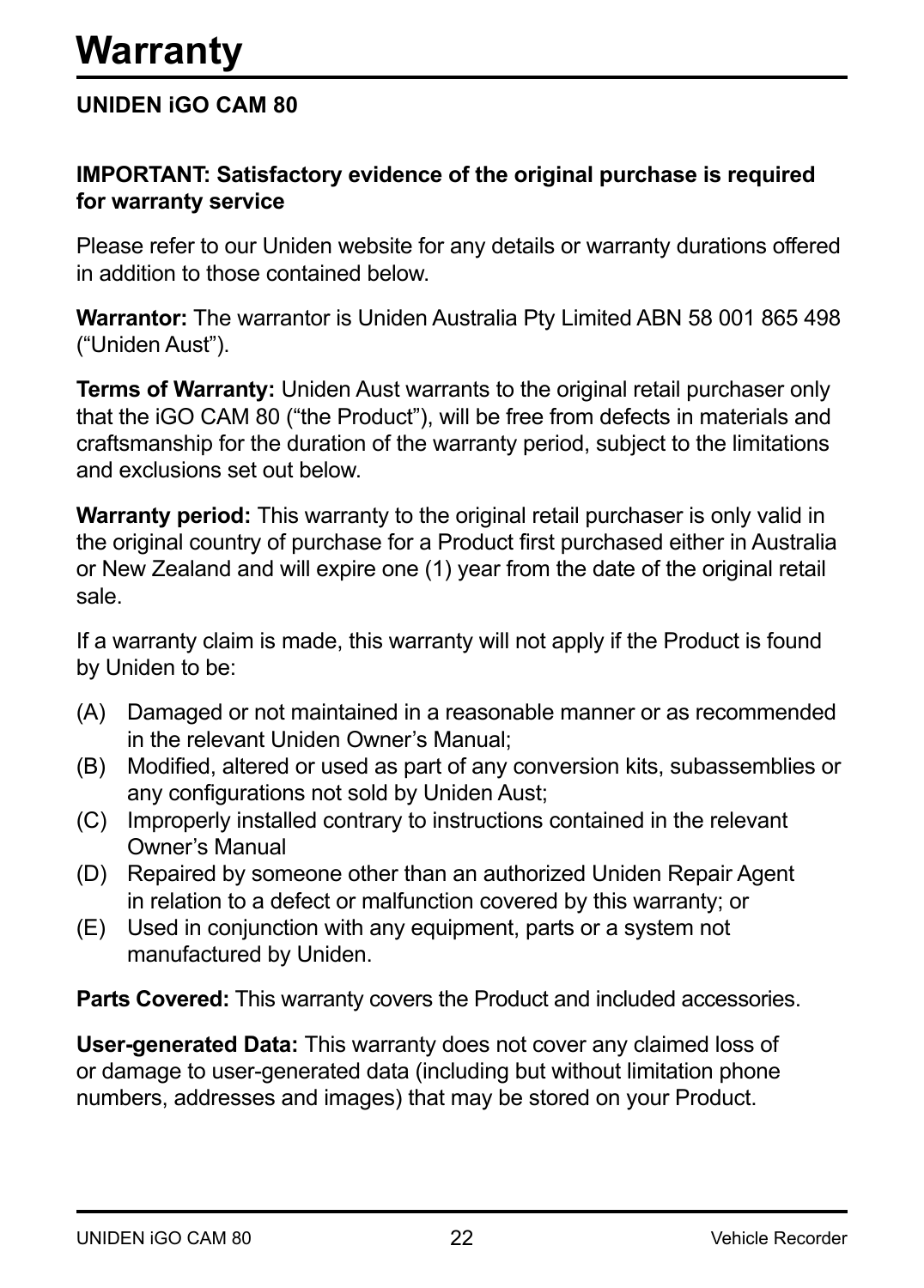# Warranty

**UNIDEN iGO CAM 80**

**IMPORTANT: Satisfactory evidence of the original purchase is required for warranty service**

Please refer to our Uniden website for any details or warranty durations offered in addition to those contained below.

**Warrantor:** The warrantor is Uniden Australia Pty Limited ABN 58 001 865 498 (“Uniden Aust”).

**Terms of Warranty:** Uniden Aust warrants to the original retail purchaser only that the iGO CAM 80 (“the Product”), will be free from defects in materials and craftsmanship for the duration of the warranty period, subject to the limitations and exclusions set out below.

**Warranty period:** This warranty to the original retail purchaser is only valid in the original country of purchase for a Product first purchased either in Australia or New Zealand and will expire one (1) year from the date of the original retail sale.

If a warranty claim is made, this warranty will not apply if the Product is found by Uniden to be:

(A) Damaged or not maintained in a reasonable manner or as recommended in the relevant Uniden Owner’s Manual;
(B) Modified, altered or used as part of any conversion kits, subassemblies or any configurations not sold by Uniden Aust;
(C) Improperly installed contrary to instructions contained in the relevant Owner’s Manual
(D) Repaired by someone other than an authorized Uniden Repair Agent in relation to a defect or malfunction covered by this warranty; or
(E) Used in conjunction with any equipment, parts or a system not manufactured by Uniden.

**Parts Covered:** This warranty covers the Product and included accessories.

**User-generated Data:** This warranty does not cover any claimed loss of or damage to user-generated data (including but without limitation phone numbers, addresses and images) that may be stored on your Product.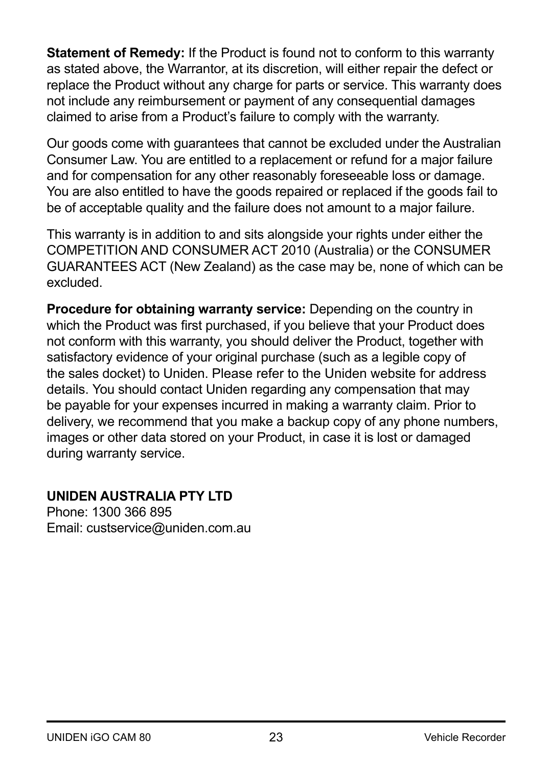**Statement of Remedy:** If the Product is found not to conform to this warranty as stated above, the Warrantor, at its discretion, will either repair the defect or replace the Product without any charge for parts or service. This warranty does not include any reimbursement or payment of any consequential damages claimed to arise from a Product's failure to comply with the warranty.

Our goods come with guarantees that cannot be excluded under the Australian Consumer Law. You are entitled to a replacement or refund for a major failure and for compensation for any other reasonably foreseeable loss or damage. You are also entitled to have the goods repaired or replaced if the goods fail to be of acceptable quality and the failure does not amount to a major failure.

This warranty is in addition to and sits alongside your rights under either the COMPETITION AND CONSUMER ACT 2010 (Australia) or the CONSUMER GUARANTEES ACT (New Zealand) as the case may be, none of which can be excluded.

**Procedure for obtaining warranty service:** Depending on the country in which the Product was first purchased, if you believe that your Product does not conform with this warranty, you should deliver the Product, together with satisfactory evidence of your original purchase (such as a legible copy of the sales docket) to Uniden. Please refer to the Uniden website for address details. You should contact Uniden regarding any compensation that may be payable for your expenses incurred in making a warranty claim. Prior to delivery, we recommend that you make a backup copy of any phone numbers, images or other data stored on your Product, in case it is lost or damaged during warranty service.

**UNIDEN AUSTRALIA PTY LTD**
Phone: 1300 366 895
Email: custservice@uniden.com.au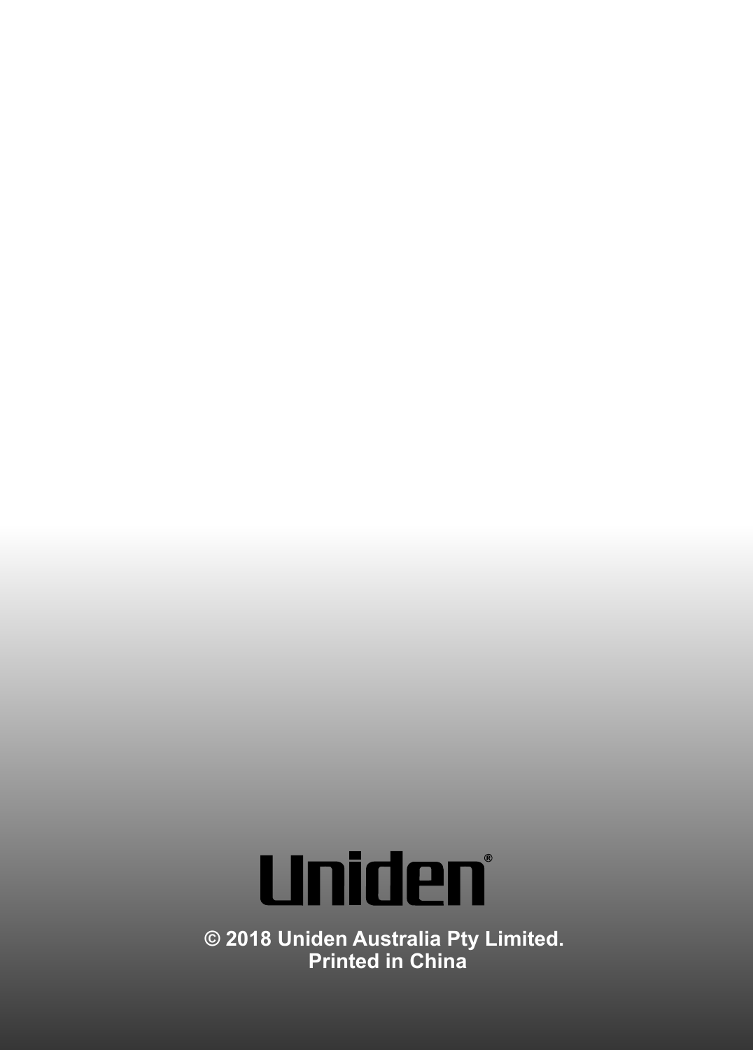Uniden®

**© 2018 Uniden Australia Pty Limited.**
**Printed in China**